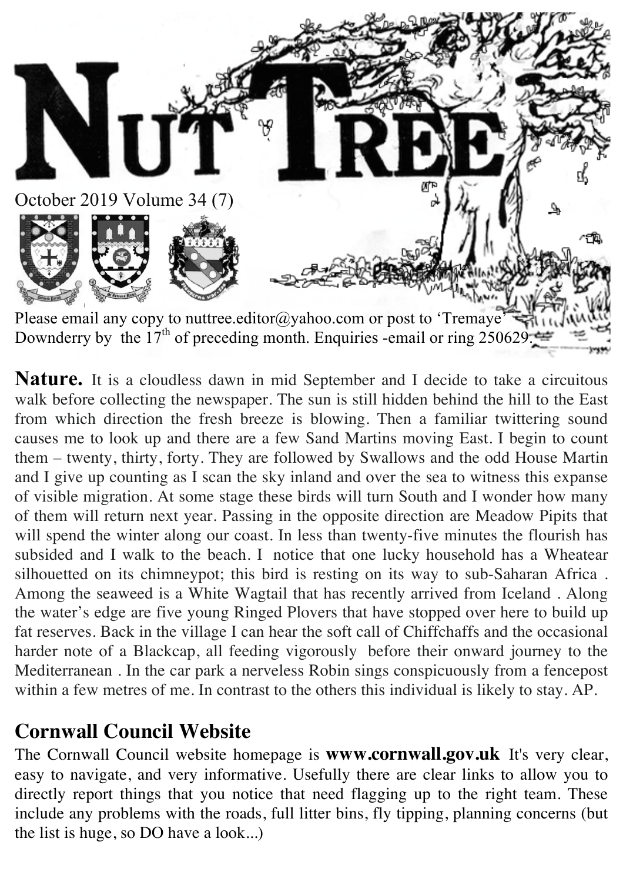# NUT TREE

October 2019 Volume 34 (7)

Please email any copy to nuttree.editor@yahoo.com or post to 'Tremaye' Downderry by the 17th of preceding month. Enquiries -email or ring 250629.

**Nature.** It is a cloudless dawn in mid September and I decide to take a circuitous walk before collecting the newspaper. The sun is still hidden behind the hill to the East from which direction the fresh breeze is blowing. Then a familiar twittering sound causes me to look up and there are a few Sand Martins moving East. I begin to count them – twenty, thirty, forty. They are followed by Swallows and the odd House Martin and I give up counting as I scan the sky inland and over the sea to witness this expanse of visible migration. At some stage these birds will turn South and I wonder how many of them will return next year. Passing in the opposite direction are Meadow Pipits that will spend the winter along our coast. In less than twenty-five minutes the flourish has subsided and I walk to the beach. I notice that one lucky household has a Wheatear silhouetted on its chimneypot; this bird is resting on its way to sub-Saharan Africa . Among the seaweed is a White Wagtail that has recently arrived from Iceland . Along the water's edge are five young Ringed Plovers that have stopped over here to build up fat reserves. Back in the village I can hear the soft call of Chiffchaffs and the occasional harder note of a Blackcap, all feeding vigorously before their onward journey to the Mediterranean . In the car park a nerveless Robin sings conspicuously from a fencepost within a few metres of me. In contrast to the others this individual is likely to stay. AP.

## Cornwall Council Website

The Cornwall Council website homepage is **www.cornwall.gov.uk** It's very clear, easy to navigate, and very informative. Usefully there are clear links to allow you to directly report things that you notice that need flagging up to the right team. These include any problems with the roads, full litter bins, fly tipping, planning concerns (but the list is huge, so DO have a look...)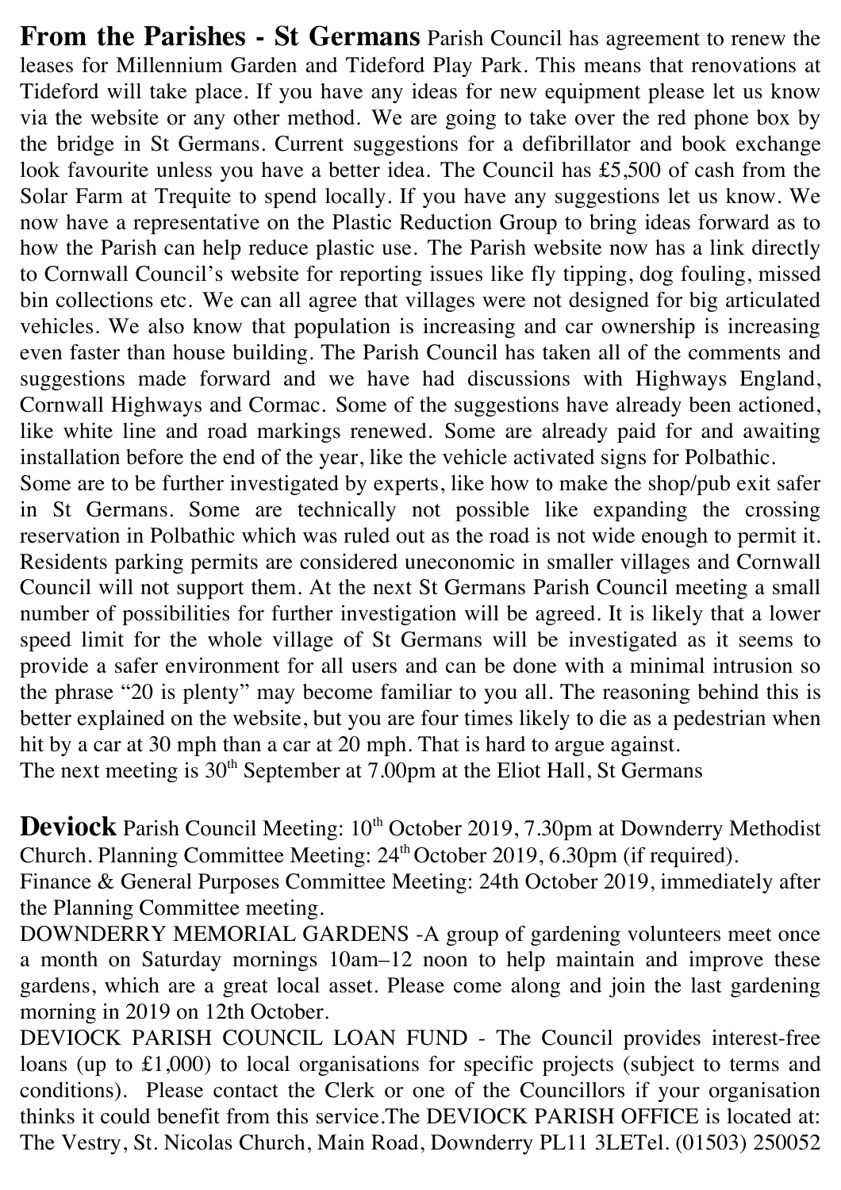**From the Parishes - St Germans** Parish Council has agreement to renew the leases for Millennium Garden and Tideford Play Park. This means that renovations at Tideford will take place. If you have any ideas for new equipment please let us know via the website or any other method. We are going to take over the red phone box by the bridge in St Germans. Current suggestions for a defibrillator and book exchange look favourite unless you have a better idea. The Council has £5,500 of cash from the Solar Farm at Trequite to spend locally. If you have any suggestions let us know. We now have a representative on the Plastic Reduction Group to bring ideas forward as to how the Parish can help reduce plastic use. The Parish website now has a link directly to Cornwall Council's website for reporting issues like fly tipping, dog fouling, missed bin collections etc. We can all agree that villages were not designed for big articulated vehicles. We also know that population is increasing and car ownership is increasing even faster than house building. The Parish Council has taken all of the comments and suggestions made forward and we have had discussions with Highways England, Cornwall Highways and Cormac. Some of the suggestions have already been actioned, like white line and road markings renewed. Some are already paid for and awaiting installation before the end of the year, like the vehicle activated signs for Polbathic.

Some are to be further investigated by experts, like how to make the shop/pub exit safer in St Germans. Some are technically not possible like expanding the crossing reservation in Polbathic which was ruled out as the road is not wide enough to permit it. Residents parking permits are considered uneconomic in smaller villages and Cornwall Council will not support them. At the next St Germans Parish Council meeting a small number of possibilities for further investigation will be agreed. It is likely that a lower speed limit for the whole village of St Germans will be investigated as it seems to provide a safer environment for all users and can be done with a minimal intrusion so the phrase "20 is plenty" may become familiar to you all. The reasoning behind this is better explained on the website, but you are four times likely to die as a pedestrian when hit by a car at 30 mph than a car at 20 mph. That is hard to argue against.

The next meeting is 30th September at 7.00pm at the Eliot Hall, St Germans

**Deviock** Parish Council Meeting: 10th October 2019, 7.30pm at Downderry Methodist Church. Planning Committee Meeting: 24th October 2019, 6.30pm (if required).

Finance & General Purposes Committee Meeting: 24th October 2019, immediately after the Planning Committee meeting.

DOWNDERRY MEMORIAL GARDENS -A group of gardening volunteers meet once a month on Saturday mornings 10am–12 noon to help maintain and improve these gardens, which are a great local asset. Please come along and join the last gardening morning in 2019 on 12th October.

DEVIOCK PARISH COUNCIL LOAN FUND - The Council provides interest-free loans (up to £1,000) to local organisations for specific projects (subject to terms and conditions). Please contact the Clerk or one of the Councillors if your organisation thinks it could benefit from this service.The DEVIOCK PARISH OFFICE is located at: The Vestry, St. Nicolas Church, Main Road, Downderry PL11 3LETel. (01503) 250052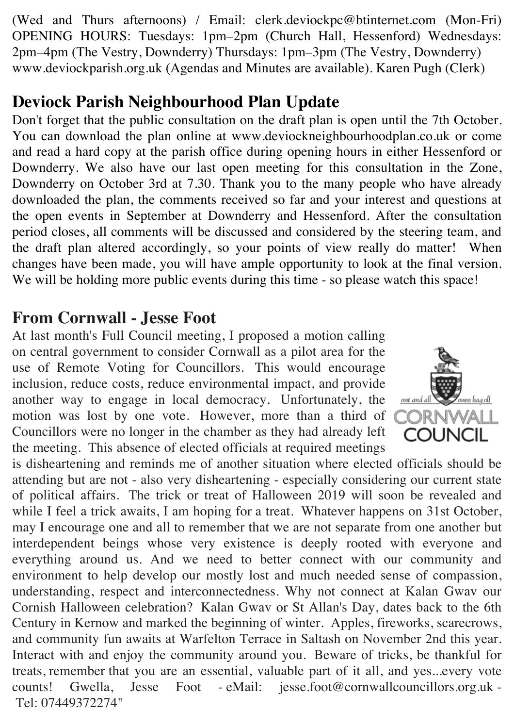(Wed and Thurs afternoons) / Email: clerk.deviockpc@btinternet.com (Mon-Fri) OPENING HOURS: Tuesdays: 1pm–2pm (Church Hall, Hessenford) Wednesdays: 2pm–4pm (The Vestry, Downderry) Thursdays: 1pm–3pm (The Vestry, Downderry) www.deviockparish.org.uk (Agendas and Minutes are available). Karen Pugh (Clerk)

## Deviock Parish Neighbourhood Plan Update

Don't forget that the public consultation on the draft plan is open until the 7th October. You can download the plan online at www.deviockneighbourhoodplan.co.uk or come and read a hard copy at the parish office during opening hours in either Hessenford or Downderry. We also have our last open meeting for this consultation in the Zone, Downderry on October 3rd at 7.30. Thank you to the many people who have already downloaded the plan, the comments received so far and your interest and questions at the open events in September at Downderry and Hessenford. After the consultation period closes, all comments will be discussed and considered by the steering team, and the draft plan altered accordingly, so your points of view really do matter! When changes have been made, you will have ample opportunity to look at the final version. We will be holding more public events during this time - so please watch this space!

## From Cornwall - Jesse Foot

At last month's Full Council meeting, I proposed a motion calling on central government to consider Cornwall as a pilot area for the use of Remote Voting for Councillors. This would encourage inclusion, reduce costs, reduce environmental impact, and provide another way to engage in local democracy. Unfortunately, the motion was lost by one vote. However, more than a third of Councillors were no longer in the chamber as they had already left the meeting. This absence of elected officials at required meetings is disheartening and reminds me of another situation where elected officials should be attending but are not - also very disheartening - especially considering our current state of political affairs. The trick or treat of Halloween 2019 will soon be revealed and while I feel a trick awaits, I am hoping for a treat. Whatever happens on 31st October, may I encourage one and all to remember that we are not separate from one another but interdependent beings whose very existence is deeply rooted with everyone and everything around us. And we need to better connect with our community and environment to help develop our mostly lost and much needed sense of compassion, understanding, respect and interconnectedness. Why not connect at Kalan Gwav our Cornish Halloween celebration? Kalan Gwav or St Allan's Day, dates back to the 6th Century in Kernow and marked the beginning of winter. Apples, fireworks, scarecrows, and community fun awaits at Warfelton Terrace in Saltash on November 2nd this year. Interact with and enjoy the community around you. Beware of tricks, be thankful for treats, remember that you are an essential, valuable part of it all, and yes...every vote counts! Gwella, Jesse Foot - eMail: jesse.foot@cornwallcouncillors.org.uk - Tel: 07449372274"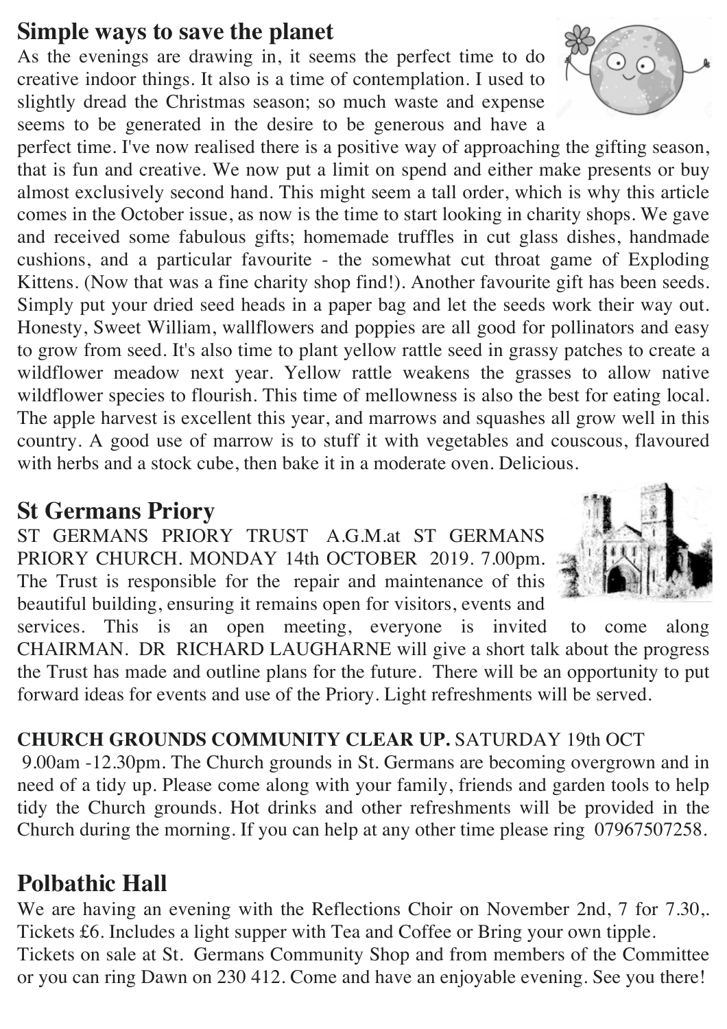## Simple ways to save the planet

As the evenings are drawing in, it seems the perfect time to do creative indoor things. It also is a time of contemplation. I used to slightly dread the Christmas season; so much waste and expense seems to be generated in the desire to be generous and have a perfect time. I've now realised there is a positive way of approaching the gifting season, that is fun and creative. We now put a limit on spend and either make presents or buy almost exclusively second hand. This might seem a tall order, which is why this article comes in the October issue, as now is the time to start looking in charity shops. We gave and received some fabulous gifts; homemade truffles in cut glass dishes, handmade cushions, and a particular favourite - the somewhat cut throat game of Exploding Kittens. (Now that was a fine charity shop find!). Another favourite gift has been seeds. Simply put your dried seed heads in a paper bag and let the seeds work their way out. Honesty, Sweet William, wallflowers and poppies are all good for pollinators and easy to grow from seed. It's also time to plant yellow rattle seed in grassy patches to create a wildflower meadow next year. Yellow rattle weakens the grasses to allow native wildflower species to flourish. This time of mellowness is also the best for eating local. The apple harvest is excellent this year, and marrows and squashes all grow well in this country. A good use of marrow is to stuff it with vegetables and couscous, flavoured with herbs and a stock cube, then bake it in a moderate oven. Delicious.

## St Germans Priory

ST GERMANS PRIORY TRUST A.G.M.at ST GERMANS PRIORY CHURCH. MONDAY 14th OCTOBER 2019. 7.00pm. The Trust is responsible for the repair and maintenance of this beautiful building, ensuring it remains open for visitors, events and services. This is an open meeting, everyone is invited to come along CHAIRMAN. DR RICHARD LAUGHARNE will give a short talk about the progress the Trust has made and outline plans for the future. There will be an opportunity to put forward ideas for events and use of the Priory. Light refreshments will be served.

**CHURCH GROUNDS COMMUNITY CLEAR UP.** SATURDAY 19th OCT 9.00am -12.30pm. The Church grounds in St. Germans are becoming overgrown and in need of a tidy up. Please come along with your family, friends and garden tools to help tidy the Church grounds. Hot drinks and other refreshments will be provided in the Church during the morning. If you can help at any other time please ring 07967507258.

## Polbathic Hall

We are having an evening with the Reflections Choir on November 2nd, 7 for 7.30,. Tickets £6. Includes a light supper with Tea and Coffee or Bring your own tipple.
Tickets on sale at St. Germans Community Shop and from members of the Committee or you can ring Dawn on 230 412. Come and have an enjoyable evening. See you there!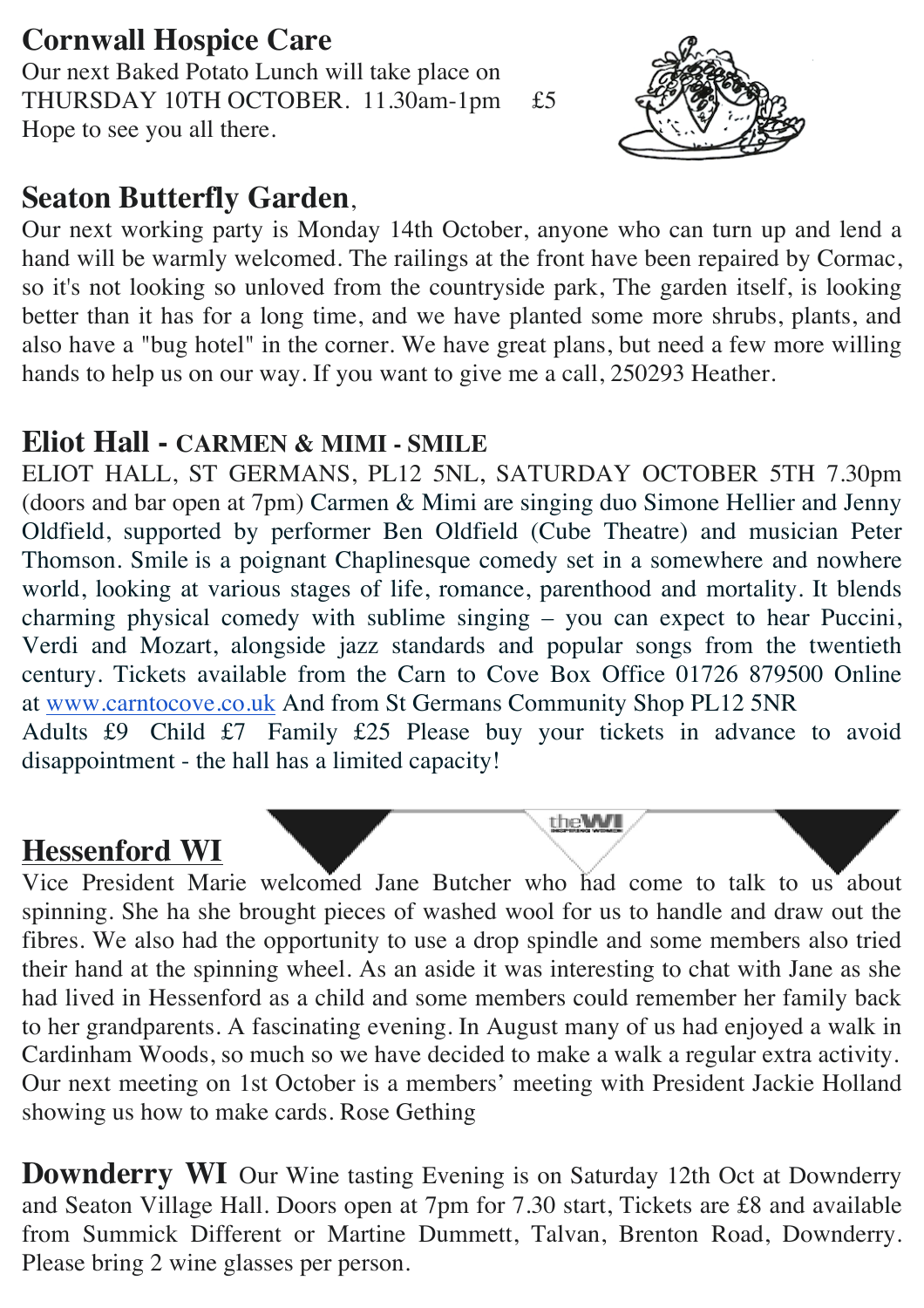## Cornwall Hospice Care

Our next Baked Potato Lunch will take place on THURSDAY 10TH OCTOBER. 11.30am-1pm £5
Hope to see you all there.

## Seaton Butterfly Garden,

Our next working party is Monday 14th October, anyone who can turn up and lend a hand will be warmly welcomed. The railings at the front have been repaired by Cormac, so it's not looking so unloved from the countryside park, The garden itself, is looking better than it has for a long time, and we have planted some more shrubs, plants, and also have a "bug hotel" in the corner. We have great plans, but need a few more willing hands to help us on our way. If you want to give me a call, 250293 Heather.

## Eliot Hall - CARMEN & MIMI - SMILE

ELIOT HALL, ST GERMANS, PL12 5NL, SATURDAY OCTOBER 5TH 7.30pm (doors and bar open at 7pm) Carmen & Mimi are singing duo Simone Hellier and Jenny Oldfield, supported by performer Ben Oldfield (Cube Theatre) and musician Peter Thomson. Smile is a poignant Chaplinesque comedy set in a somewhere and nowhere world, looking at various stages of life, romance, parenthood and mortality. It blends charming physical comedy with sublime singing – you can expect to hear Puccini, Verdi and Mozart, alongside jazz standards and popular songs from the twentieth century. Tickets available from the Carn to Cove Box Office 01726 879500 Online at www.carntocove.co.uk And from St Germans Community Shop PL12 5NR
Adults £9 Child £7 Family £25 Please buy your tickets in advance to avoid disappointment - the hall has a limited capacity!

## Hessenford WI

Vice President Marie welcomed Jane Butcher who had come to talk to us about spinning. She ha she brought pieces of washed wool for us to handle and draw out the fibres. We also had the opportunity to use a drop spindle and some members also tried their hand at the spinning wheel. As an aside it was interesting to chat with Jane as she had lived in Hessenford as a child and some members could remember her family back to her grandparents. A fascinating evening. In August many of us had enjoyed a walk in Cardinham Woods, so much so we have decided to make a walk a regular extra activity. Our next meeting on 1st October is a members' meeting with President Jackie Holland showing us how to make cards. Rose Gething

**Downderry WI** Our Wine tasting Evening is on Saturday 12th Oct at Downderry and Seaton Village Hall. Doors open at 7pm for 7.30 start, Tickets are £8 and available from Summick Different or Martine Dummett, Talvan, Brenton Road, Downderry. Please bring 2 wine glasses per person.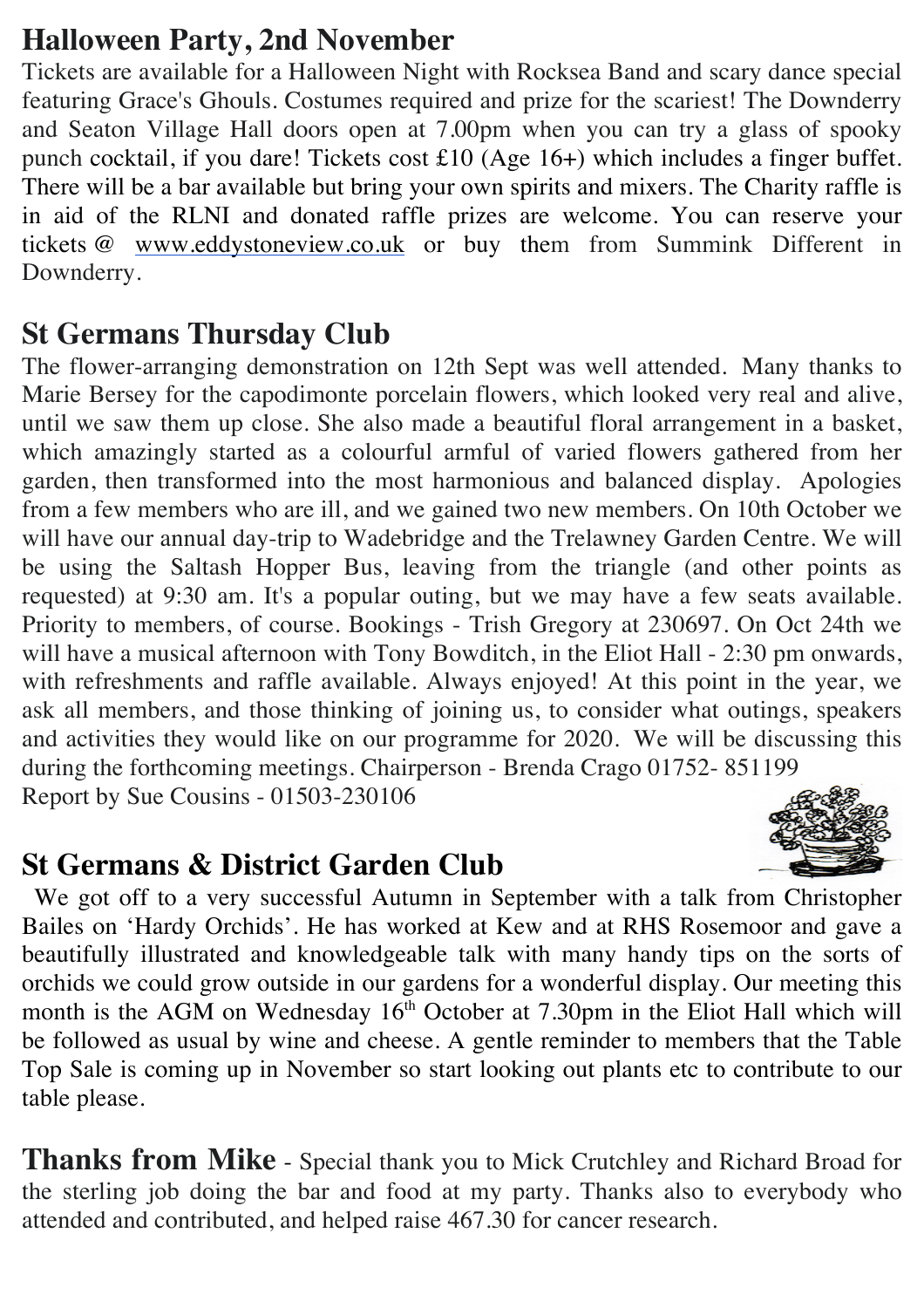## Halloween Party, 2nd November

Tickets are available for a Halloween Night with Rocksea Band and scary dance special featuring Grace's Ghouls. Costumes required and prize for the scariest! The Downderry and Seaton Village Hall doors open at 7.00pm when you can try a glass of spooky punch cocktail, if you dare! Tickets cost £10 (Age 16+) which includes a finger buffet. There will be a bar available but bring your own spirits and mixers. The Charity raffle is in aid of the RLNI and donated raffle prizes are welcome. You can reserve your tickets @ www.eddystoneview.co.uk or buy them from Summink Different in Downderry.

## St Germans Thursday Club

The flower-arranging demonstration on 12th Sept was well attended. Many thanks to Marie Bersey for the capodimonte porcelain flowers, which looked very real and alive, until we saw them up close. She also made a beautiful floral arrangement in a basket, which amazingly started as a colourful armful of varied flowers gathered from her garden, then transformed into the most harmonious and balanced display. Apologies from a few members who are ill, and we gained two new members. On 10th October we will have our annual day-trip to Wadebridge and the Trelawney Garden Centre. We will be using the Saltash Hopper Bus, leaving from the triangle (and other points as requested) at 9:30 am. It's a popular outing, but we may have a few seats available. Priority to members, of course. Bookings - Trish Gregory at 230697. On Oct 24th we will have a musical afternoon with Tony Bowditch, in the Eliot Hall - 2:30 pm onwards, with refreshments and raffle available. Always enjoyed! At this point in the year, we ask all members, and those thinking of joining us, to consider what outings, speakers and activities they would like on our programme for 2020. We will be discussing this during the forthcoming meetings. Chairperson - Brenda Crago 01752- 851199
Report by Sue Cousins - 01503-230106

## St Germans & District Garden Club

We got off to a very successful Autumn in September with a talk from Christopher Bailes on 'Hardy Orchids'. He has worked at Kew and at RHS Rosemoor and gave a beautifully illustrated and knowledgeable talk with many handy tips on the sorts of orchids we could grow outside in our gardens for a wonderful display. Our meeting this month is the AGM on Wednesday 16th October at 7.30pm in the Eliot Hall which will be followed as usual by wine and cheese. A gentle reminder to members that the Table Top Sale is coming up in November so start looking out plants etc to contribute to our table please.

**Thanks from Mike** - Special thank you to Mick Crutchley and Richard Broad for the sterling job doing the bar and food at my party. Thanks also to everybody who attended and contributed, and helped raise 467.30 for cancer research.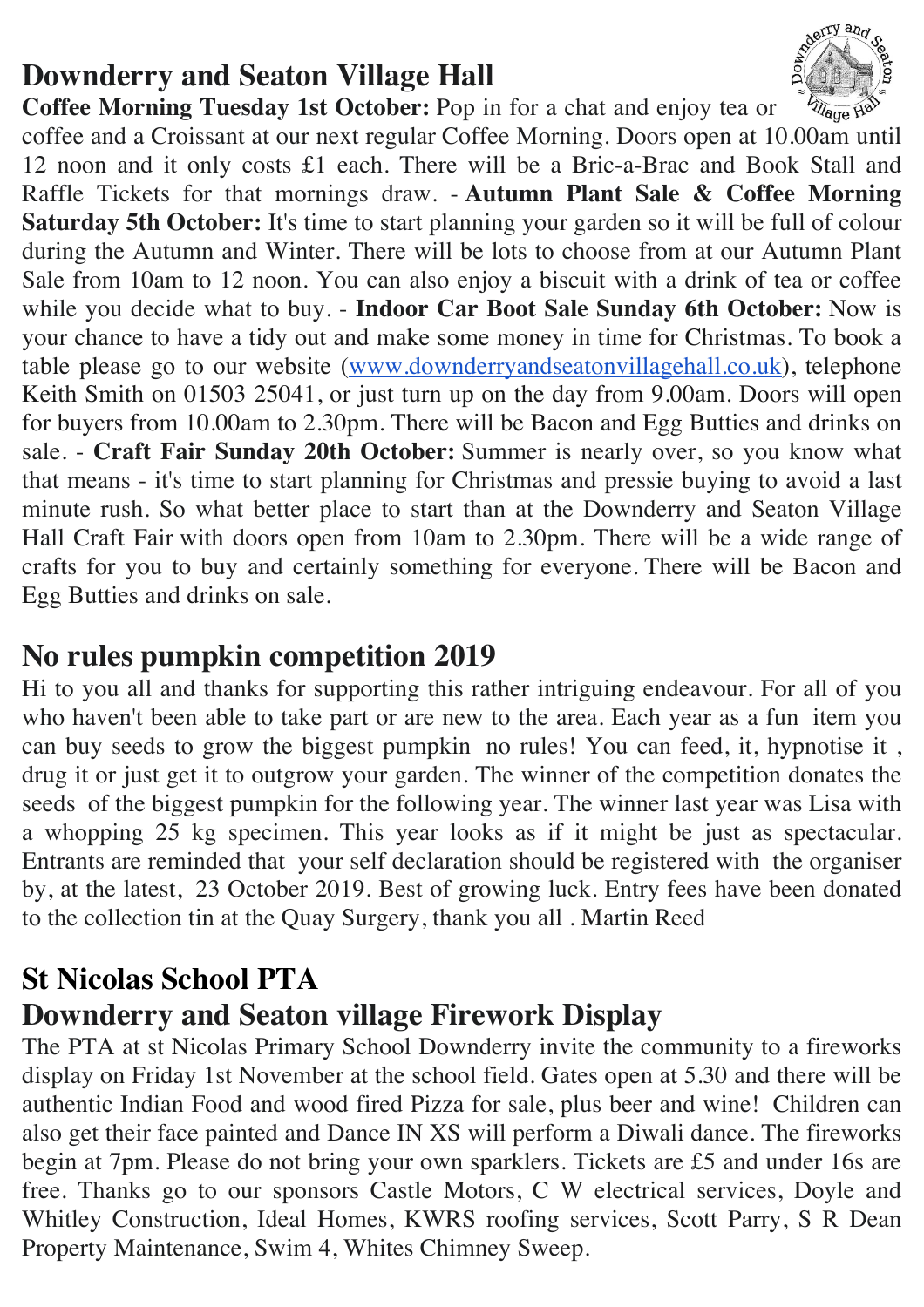## Downderry and Seaton Village Hall

**Coffee Morning Tuesday 1st October:** Pop in for a chat and enjoy tea or coffee and a Croissant at our next regular Coffee Morning. Doors open at 10.00am until 12 noon and it only costs £1 each. There will be a Bric-a-Brac and Book Stall and Raffle Tickets for that mornings draw. - **Autumn Plant Sale & Coffee Morning Saturday 5th October:** It's time to start planning your garden so it will be full of colour during the Autumn and Winter. There will be lots to choose from at our Autumn Plant Sale from 10am to 12 noon. You can also enjoy a biscuit with a drink of tea or coffee while you decide what to buy. - **Indoor Car Boot Sale Sunday 6th October:** Now is your chance to have a tidy out and make some money in time for Christmas. To book a table please go to our website (www.downderryandseatonvillagehall.co.uk), telephone Keith Smith on 01503 25041, or just turn up on the day from 9.00am. Doors will open for buyers from 10.00am to 2.30pm. There will be Bacon and Egg Butties and drinks on sale. - **Craft Fair Sunday 20th October:** Summer is nearly over, so you know what that means - it's time to start planning for Christmas and pressie buying to avoid a last minute rush. So what better place to start than at the Downderry and Seaton Village Hall Craft Fair with doors open from 10am to 2.30pm. There will be a wide range of crafts for you to buy and certainly something for everyone. There will be Bacon and Egg Butties and drinks on sale.

## No rules pumpkin competition 2019

Hi to you all and thanks for supporting this rather intriguing endeavour. For all of you who haven't been able to take part or are new to the area. Each year as a fun item you can buy seeds to grow the biggest pumpkin no rules! You can feed, it, hypnotise it , drug it or just get it to outgrow your garden. The winner of the competition donates the seeds of the biggest pumpkin for the following year. The winner last year was Lisa with a whopping 25 kg specimen. This year looks as if it might be just as spectacular. Entrants are reminded that your self declaration should be registered with the organiser by, at the latest, 23 October 2019. Best of growing luck. Entry fees have been donated to the collection tin at the Quay Surgery, thank you all . Martin Reed

## St Nicolas School PTA

## Downderry and Seaton village Firework Display

The PTA at st Nicolas Primary School Downderry invite the community to a fireworks display on Friday 1st November at the school field. Gates open at 5.30 and there will be authentic Indian Food and wood fired Pizza for sale, plus beer and wine! Children can also get their face painted and Dance IN XS will perform a Diwali dance. The fireworks begin at 7pm. Please do not bring your own sparklers. Tickets are £5 and under 16s are free. Thanks go to our sponsors Castle Motors, C W electrical services, Doyle and Whitley Construction, Ideal Homes, KWRS roofing services, Scott Parry, S R Dean Property Maintenance, Swim 4, Whites Chimney Sweep.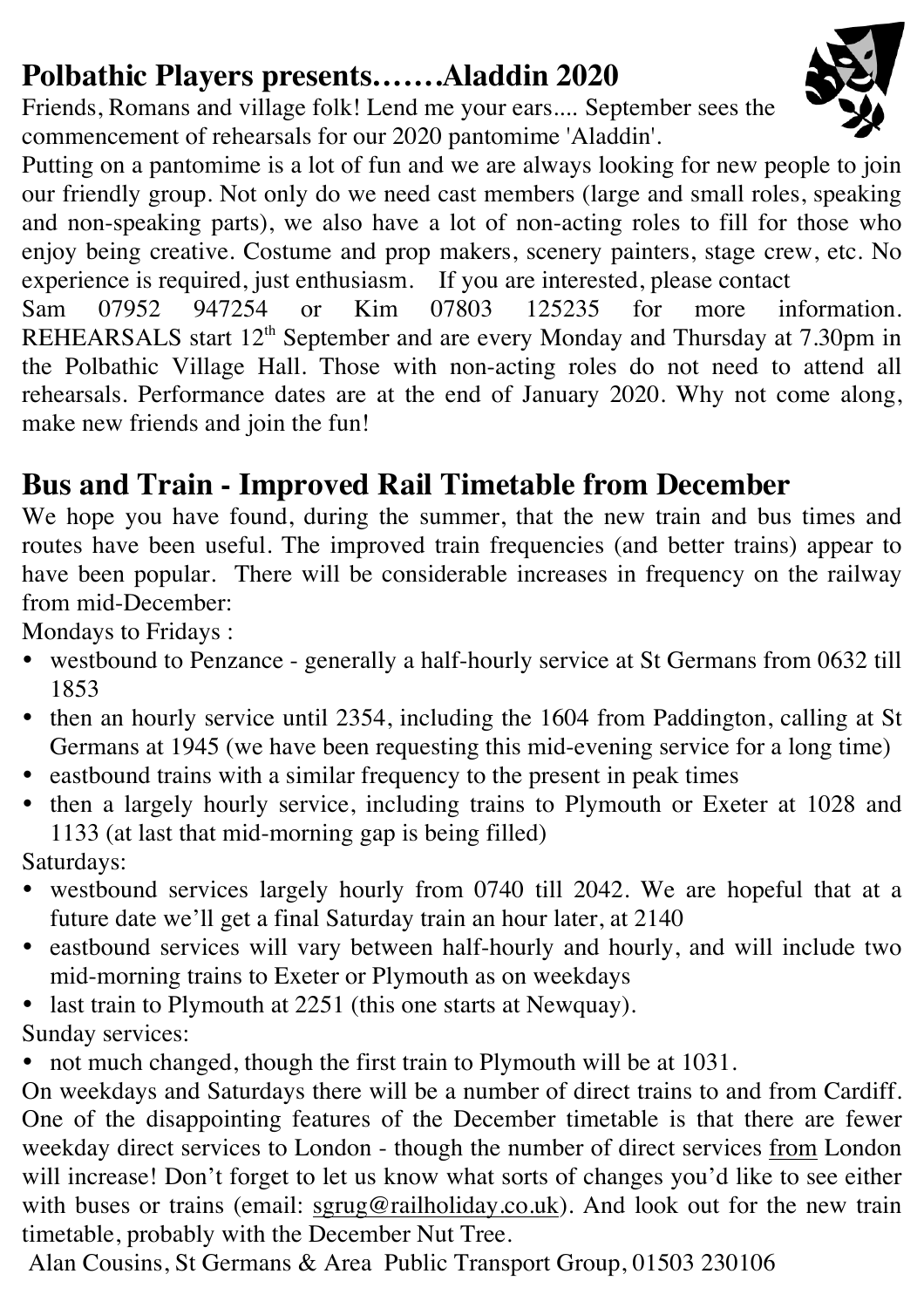## Polbathic Players presents……Aladdin 2020

Friends, Romans and village folk! Lend me your ears.... September sees the commencement of rehearsals for our 2020 pantomime 'Aladdin'.

Putting on a pantomime is a lot of fun and we are always looking for new people to join our friendly group. Not only do we need cast members (large and small roles, speaking and non-speaking parts), we also have a lot of non-acting roles to fill for those who enjoy being creative. Costume and prop makers, scenery painters, stage crew, etc. No experience is required, just enthusiasm. If you are interested, please contact Sam 07952 947254 or Kim 07803 125235 for more information. REHEARSALS start 12th September and are every Monday and Thursday at 7.30pm in the Polbathic Village Hall. Those with non-acting roles do not need to attend all rehearsals. Performance dates are at the end of January 2020. Why not come along, make new friends and join the fun!

## Bus and Train - Improved Rail Timetable from December

We hope you have found, during the summer, that the new train and bus times and routes have been useful. The improved train frequencies (and better trains) appear to have been popular. There will be considerable increases in frequency on the railway from mid-December:

Mondays to Fridays :

- westbound to Penzance - generally a half-hourly service at St Germans from 0632 till 1853
- then an hourly service until 2354, including the 1604 from Paddington, calling at St Germans at 1945 (we have been requesting this mid-evening service for a long time)
- eastbound trains with a similar frequency to the present in peak times
- then a largely hourly service, including trains to Plymouth or Exeter at 1028 and 1133 (at last that mid-morning gap is being filled)

Saturdays:

- westbound services largely hourly from 0740 till 2042. We are hopeful that at a future date we'll get a final Saturday train an hour later, at 2140
- eastbound services will vary between half-hourly and hourly, and will include two mid-morning trains to Exeter or Plymouth as on weekdays
- last train to Plymouth at 2251 (this one starts at Newquay).

Sunday services:

- not much changed, though the first train to Plymouth will be at 1031.

On weekdays and Saturdays there will be a number of direct trains to and from Cardiff. One of the disappointing features of the December timetable is that there are fewer weekday direct services to London - though the number of direct services from London will increase! Don't forget to let us know what sorts of changes you'd like to see either with buses or trains (email: sgrug@railholiday.co.uk). And look out for the new train timetable, probably with the December Nut Tree.

Alan Cousins, St Germans & Area Public Transport Group, 01503 230106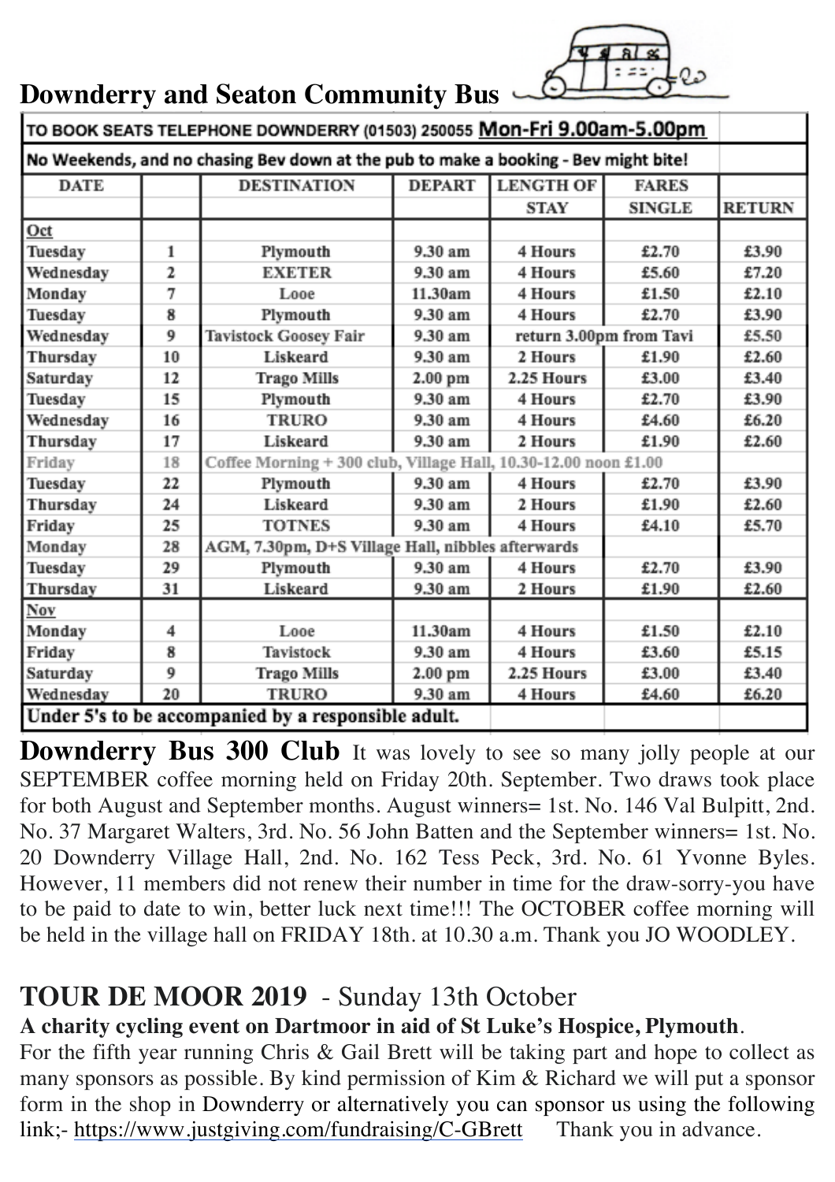## Downderry and Seaton Community Bus

| TO BOOK SEATS TELEPHONE DOWNDERRY (01503) 250055 **Mon-Fri 9.00am-5.00pm** | | | | | | |
|---|---|---|---|---|---|---|
| No Weekends, and no chasing Bev down at the pub to make a booking - Bev might bite! | | | | | | |
| DATE | | DESTINATION | DEPART | LENGTH OF STAY | FARES SINGLE | RETURN |
| Oct | | | | | | |
| Tuesday | 1 | Plymouth | 9.30 am | 4 Hours | £2.70 | £3.90 |
| Wednesday | 2 | EXETER | 9.30 am | 4 Hours | £5.60 | £7.20 |
| Monday | 7 | Looe | 11.30am | 4 Hours | £1.50 | £2.10 |
| Tuesday | 8 | Plymouth | 9.30 am | 4 Hours | £2.70 | £3.90 |
| Wednesday | 9 | Tavistock Goosey Fair | 9.30 am | return 3.00pm from Tavi | | £5.50 |
| Thursday | 10 | Liskeard | 9.30 am | 2 Hours | £1.90 | £2.60 |
| Saturday | 12 | Trago Mills | 2.00 pm | 2.25 Hours | £3.00 | £3.40 |
| Tuesday | 15 | Plymouth | 9.30 am | 4 Hours | £2.70 | £3.90 |
| Wednesday | 16 | TRURO | 9.30 am | 4 Hours | £4.60 | £6.20 |
| Thursday | 17 | Liskeard | 9.30 am | 2 Hours | £1.90 | £2.60 |
| Friday | 18 | Coffee Morning + 300 club, Village Hall, 10.30-12.00 noon £1.00 | | | | |
| Tuesday | 22 | Plymouth | 9.30 am | 4 Hours | £2.70 | £3.90 |
| Thursday | 24 | Liskeard | 9.30 am | 2 Hours | £1.90 | £2.60 |
| Friday | 25 | TOTNES | 9.30 am | 4 Hours | £4.10 | £5.70 |
| Monday | 28 | AGM, 7.30pm, D+S Village Hall, nibbles afterwards | | | | |
| Tuesday | 29 | Plymouth | 9.30 am | 4 Hours | £2.70 | £3.90 |
| Thursday | 31 | Liskeard | 9.30 am | 2 Hours | £1.90 | £2.60 |
| Nov | | | | | | |
| Monday | 4 | Looe | 11.30am | 4 Hours | £1.50 | £2.10 |
| Friday | 8 | Tavistock | 9.30 am | 4 Hours | £3.60 | £5.15 |
| Saturday | 9 | Trago Mills | 2.00 pm | 2.25 Hours | £3.00 | £3.40 |
| Wednesday | 20 | TRURO | 9.30 am | 4 Hours | £4.60 | £6.20 |
| Under 5's to be accompanied by a responsible adult. | | | | | | |

**Downderry Bus 300 Club** It was lovely to see so many jolly people at our SEPTEMBER coffee morning held on Friday 20th. September. Two draws took place for both August and September months. August winners= 1st. No. 146 Val Bulpitt, 2nd. No. 37 Margaret Walters, 3rd. No. 56 John Batten and the September winners= 1st. No. 20 Downderry Village Hall, 2nd. No. 162 Tess Peck, 3rd. No. 61 Yvonne Byles. However, 11 members did not renew their number in time for the draw-sorry-you have to be paid to date to win, better luck next time!!! The OCTOBER coffee morning will be held in the village hall on FRIDAY 18th. at 10.30 a.m. Thank you JO WOODLEY.

## TOUR DE MOOR 2019 - Sunday 13th October

**A charity cycling event on Dartmoor in aid of St Luke's Hospice, Plymouth**.

For the fifth year running Chris & Gail Brett will be taking part and hope to collect as many sponsors as possible. By kind permission of Kim & Richard we will put a sponsor form in the shop in Downderry or alternatively you can sponsor us using the following link;- https://www.justgiving.com/fundraising/C-GBrett Thank you in advance.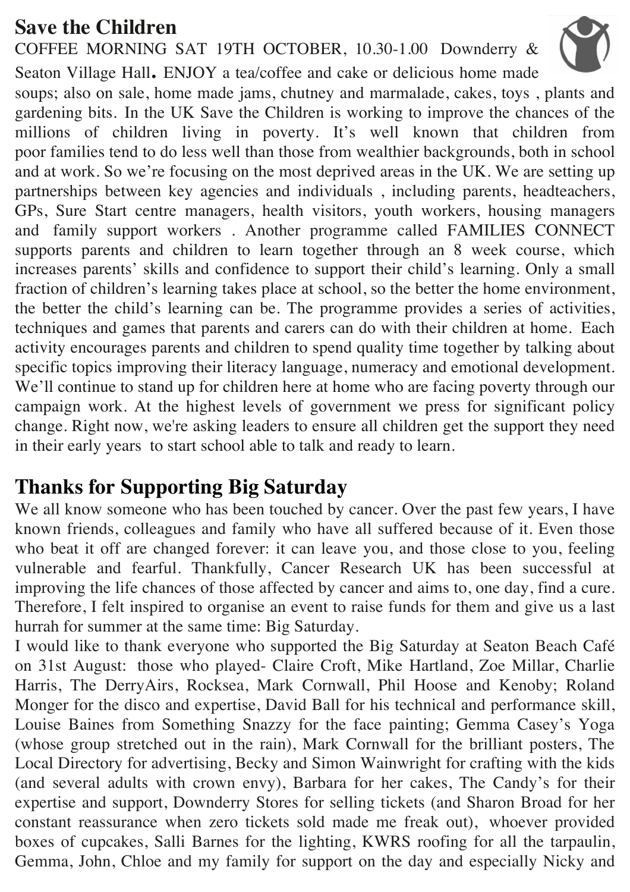## Save the Children

COFFEE MORNING SAT 19TH OCTOBER, 10.30-1.00 Downderry & Seaton Village Hall**.** ENJOY a tea/coffee and cake or delicious home made soups; also on sale, home made jams, chutney and marmalade, cakes, toys , plants and gardening bits. In the UK Save the Children is working to improve the chances of the millions of children living in poverty. It's well known that children from poor families tend to do less well than those from wealthier backgrounds, both in school and at work. So we're focusing on the most deprived areas in the UK. We are setting up partnerships between key agencies and individuals , including parents, headteachers, GPs, Sure Start centre managers, health visitors, youth workers, housing managers and family support workers . Another programme called FAMILIES CONNECT supports parents and children to learn together through an 8 week course, which increases parents' skills and confidence to support their child's learning. Only a small fraction of children's learning takes place at school, so the better the home environment, the better the child's learning can be. The programme provides a series of activities, techniques and games that parents and carers can do with their children at home. Each activity encourages parents and children to spend quality time together by talking about specific topics improving their literacy language, numeracy and emotional development. We'll continue to stand up for children here at home who are facing poverty through our campaign work. At the highest levels of government we press for significant policy change. Right now, we're asking leaders to ensure all children get the support they need in their early years to start school able to talk and ready to learn.

## Thanks for Supporting Big Saturday

We all know someone who has been touched by cancer. Over the past few years, I have known friends, colleagues and family who have all suffered because of it. Even those who beat it off are changed forever: it can leave you, and those close to you, feeling vulnerable and fearful. Thankfully, Cancer Research UK has been successful at improving the life chances of those affected by cancer and aims to, one day, find a cure. Therefore, I felt inspired to organise an event to raise funds for them and give us a last hurrah for summer at the same time: Big Saturday.

I would like to thank everyone who supported the Big Saturday at Seaton Beach Café on 31st August: those who played- Claire Croft, Mike Hartland, Zoe Millar, Charlie Harris, The DerryAirs, Rocksea, Mark Cornwall, Phil Hoose and Kenoby; Roland Monger for the disco and expertise, David Ball for his technical and performance skill, Louise Baines from Something Snazzy for the face painting; Gemma Casey's Yoga (whose group stretched out in the rain), Mark Cornwall for the brilliant posters, The Local Directory for advertising, Becky and Simon Wainwright for crafting with the kids (and several adults with crown envy), Barbara for her cakes, The Candy's for their expertise and support, Downderry Stores for selling tickets (and Sharon Broad for her constant reassurance when zero tickets sold made me freak out), whoever provided boxes of cupcakes, Salli Barnes for the lighting, KWRS roofing for all the tarpaulin, Gemma, John, Chloe and my family for support on the day and especially Nicky and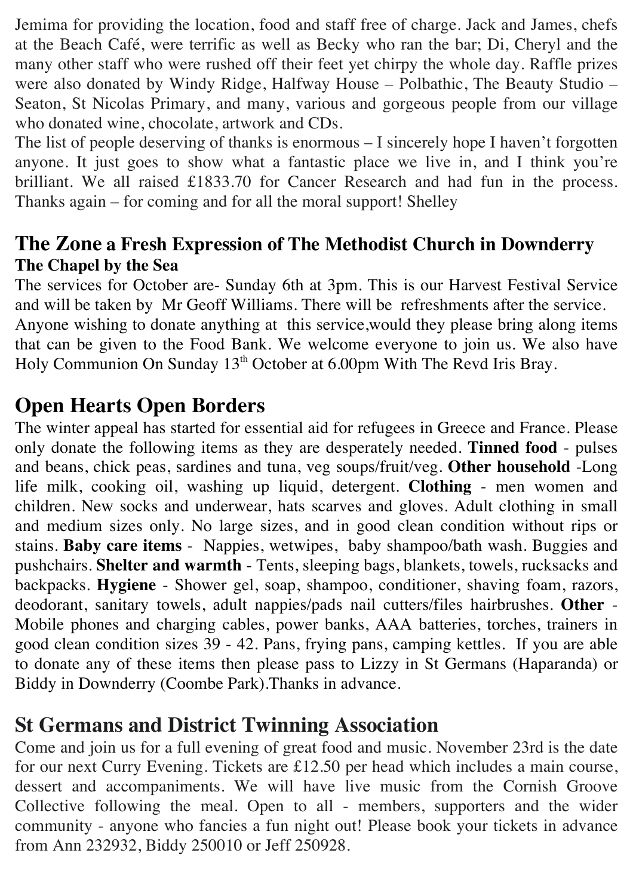Jemima for providing the location, food and staff free of charge. Jack and James, chefs at the Beach Café, were terrific as well as Becky who ran the bar; Di, Cheryl and the many other staff who were rushed off their feet yet chirpy the whole day. Raffle prizes were also donated by Windy Ridge, Halfway House – Polbathic, The Beauty Studio – Seaton, St Nicolas Primary, and many, various and gorgeous people from our village who donated wine, chocolate, artwork and CDs.

The list of people deserving of thanks is enormous – I sincerely hope I haven't forgotten anyone. It just goes to show what a fantastic place we live in, and I think you're brilliant. We all raised £1833.70 for Cancer Research and had fun in the process. Thanks again – for coming and for all the moral support! Shelley

## The Zone a Fresh Expression of The Methodist Church in Downderry

### The Chapel by the Sea

The services for October are- Sunday 6th at 3pm. This is our Harvest Festival Service and will be taken by Mr Geoff Williams. There will be refreshments after the service. Anyone wishing to donate anything at this service,would they please bring along items that can be given to the Food Bank. We welcome everyone to join us. We also have Holy Communion On Sunday 13th October at 6.00pm With The Revd Iris Bray.

## Open Hearts Open Borders

The winter appeal has started for essential aid for refugees in Greece and France. Please only donate the following items as they are desperately needed. **Tinned food** - pulses and beans, chick peas, sardines and tuna, veg soups/fruit/veg. **Other household** -Long life milk, cooking oil, washing up liquid, detergent. **Clothing** - men women and children. New socks and underwear, hats scarves and gloves. Adult clothing in small and medium sizes only. No large sizes, and in good clean condition without rips or stains. **Baby care items** - Nappies, wetwipes, baby shampoo/bath wash. Buggies and pushchairs. **Shelter and warmth** - Tents, sleeping bags, blankets, towels, rucksacks and backpacks. **Hygiene** - Shower gel, soap, shampoo, conditioner, shaving foam, razors, deodorant, sanitary towels, adult nappies/pads nail cutters/files hairbrushes. **Other** - Mobile phones and charging cables, power banks, AAA batteries, torches, trainers in good clean condition sizes 39 - 42. Pans, frying pans, camping kettles. If you are able to donate any of these items then please pass to Lizzy in St Germans (Haparanda) or Biddy in Downderry (Coombe Park).Thanks in advance.

## St Germans and District Twinning Association

Come and join us for a full evening of great food and music. November 23rd is the date for our next Curry Evening. Tickets are £12.50 per head which includes a main course, dessert and accompaniments. We will have live music from the Cornish Groove Collective following the meal. Open to all - members, supporters and the wider community - anyone who fancies a fun night out! Please book your tickets in advance from Ann 232932, Biddy 250010 or Jeff 250928.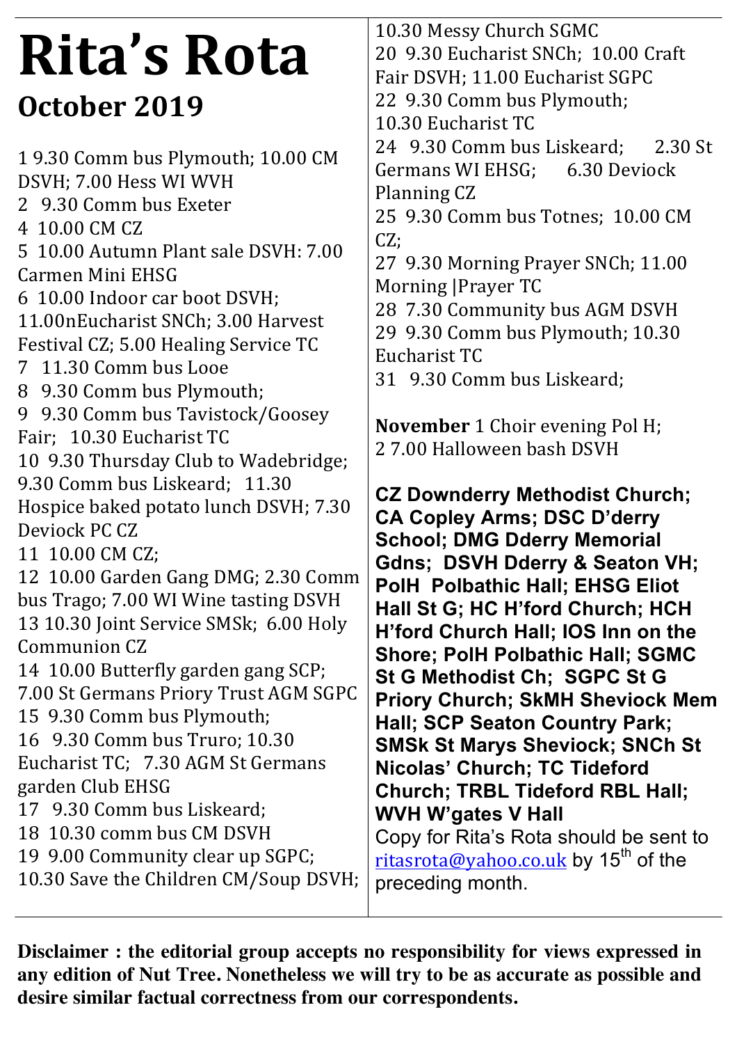# Rita's Rota

## October 2019

1 9.30 Comm bus Plymouth; 10.00 CM DSVH; 7.00 Hess WI WVH
2 9.30 Comm bus Exeter
4 10.00 CM CZ
5 10.00 Autumn Plant sale DSVH: 7.00 Carmen Mini EHSG
6 10.00 Indoor car boot DSVH; 11.00nEucharist SNCh; 3.00 Harvest Festival CZ; 5.00 Healing Service TC
7 11.30 Comm bus Looe
8 9.30 Comm bus Plymouth;
9 9.30 Comm bus Tavistock/Goosey Fair; 10.30 Eucharist TC
10 9.30 Thursday Club to Wadebridge; 9.30 Comm bus Liskeard; 11.30 Hospice baked potato lunch DSVH; 7.30 Deviock PC CZ
11 10.00 CM CZ;
12 10.00 Garden Gang DMG; 2.30 Comm bus Trago; 7.00 WI Wine tasting DSVH
13 10.30 Joint Service SMSk; 6.00 Holy Communion CZ
14 10.00 Butterfly garden gang SCP; 7.00 St Germans Priory Trust AGM SGPC
15 9.30 Comm bus Plymouth;
16 9.30 Comm bus Truro; 10.30 Eucharist TC; 7.30 AGM St Germans garden Club EHSG
17 9.30 Comm bus Liskeard;
18 10.30 comm bus CM DSVH
19 9.00 Community clear up SGPC; 10.30 Save the Children CM/Soup DSVH; 10.30 Messy Church SGMC
20 9.30 Eucharist SNCh; 10.00 Craft Fair DSVH; 11.00 Eucharist SGPC
22 9.30 Comm bus Plymouth; 10.30 Eucharist TC
24 9.30 Comm bus Liskeard; 2.30 St Germans WI EHSG; 6.30 Deviock Planning CZ
25 9.30 Comm bus Totnes; 10.00 CM CZ;
27 9.30 Morning Prayer SNCh; 11.00 Morning |Prayer TC
28 7.30 Community bus AGM DSVH
29 9.30 Comm bus Plymouth; 10.30 Eucharist TC
31 9.30 Comm bus Liskeard;

**November** 1 Choir evening Pol H;
2 7.00 Halloween bash DSVH

**CZ Downderry Methodist Church; CA Copley Arms; DSC D'derry School; DMG Dderry Memorial Gdns; DSVH Dderry & Seaton VH; PolH Polbathic Hall; EHSG Eliot Hall St G; HC H'ford Church; HCH H'ford Church Hall; IOS Inn on the Shore; PolH Polbathic Hall; SGMC St G Methodist Ch; SGPC St G Priory Church; SkMH Sheviock Mem Hall; SCP Seaton Country Park; SMSk St Marys Sheviock; SNCh St Nicolas' Church; TC Tideford Church; TRBL Tideford RBL Hall; WVH W'gates V Hall**

Copy for Rita's Rota should be sent to ritasrota@yahoo.co.uk by 15th of the preceding month.

**Disclaimer : the editorial group accepts no responsibility for views expressed in any edition of Nut Tree. Nonetheless we will try to be as accurate as possible and desire similar factual correctness from our correspondents.**